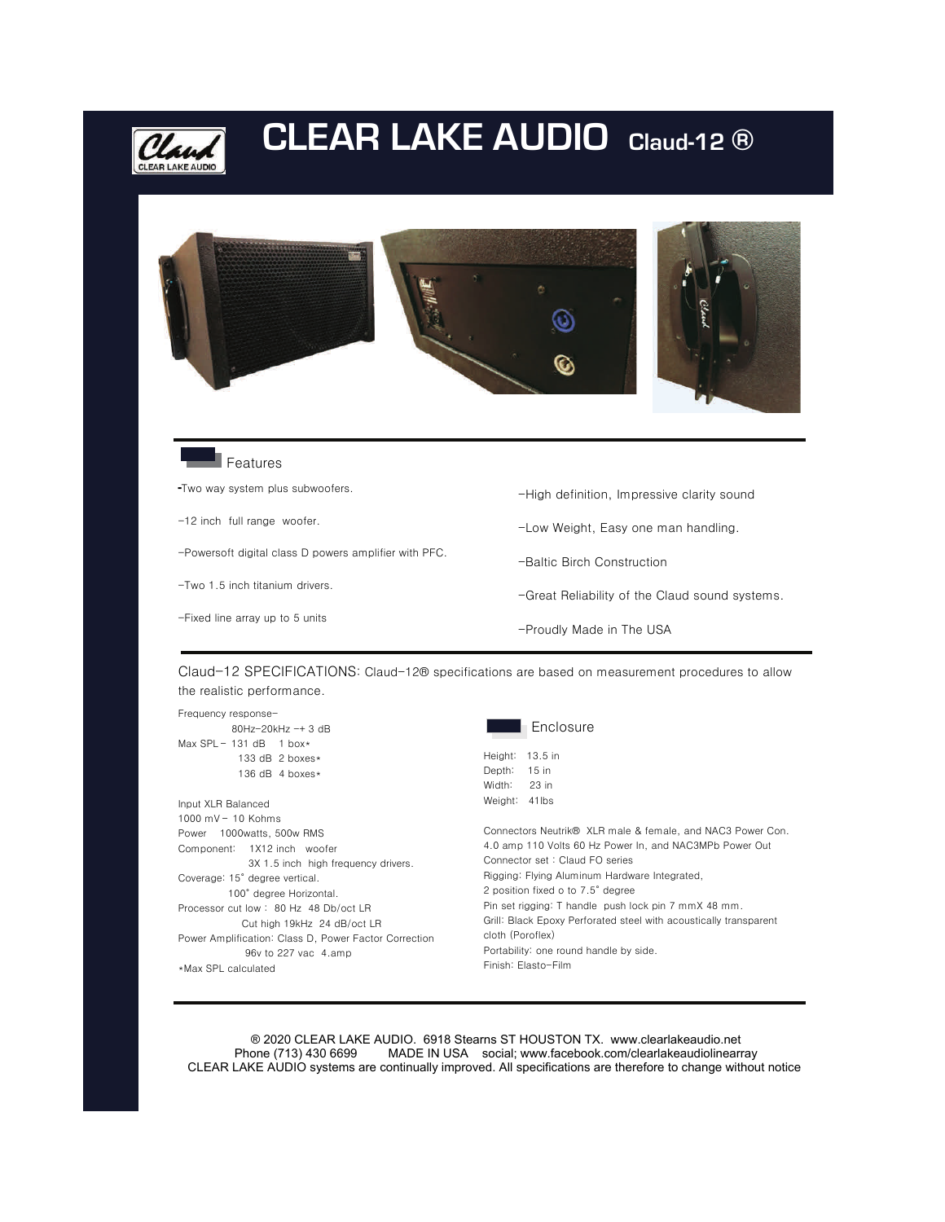# CLEAR LAKE AUDIO Claud-12 ®

## Features

-Two way system plus subwoofers.

-12 inch full range woofer.

-Powersoft digital class D powers amplifier with PFC.

-Two 1.5 inch titanium drivers.

-Fixed line array up to 5 units

-High definition, Impressive clarity sound

-Low Weight, Easy one man handling.

-Baltic Birch Construction

-Great Reliability of the Claud sound systems.

-Proudly Made in The USA

Claud-12 SPECIFICATIONS: Claud-12® specifications are based on measurement procedures to allow the realistic performance.

Frequency response-
80Hz-20kHz -+ 3 dB
Max SPL - 131 dB 1 box*
133 dB 2 boxes*
136 dB 4 boxes*

Input XLR Balanced
1000 mV - 10 Kohms
Power 1000watts, 500w RMS
Component: 1X12 inch woofer
3X 1.5 inch high frequency drivers.
Coverage: 15° degree vertical.
100° degree Horizontal.
Processor cut low : 80 Hz 48 Db/oct LR
Cut high 19kHz 24 dB/oct LR
Power Amplification: Class D, Power Factor Correction
96v to 227 vac 4.amp
*Max SPL calculated

## Enclosure

Height: 13.5 in
Depth: 15 in
Width: 23 in
Weight: 41lbs

Connectors Neutrik® XLR male & female, and NAC3 Power Con.
4.0 amp 110 Volts 60 Hz Power In, and NAC3MPb Power Out
Connector set : Claud FO series
Rigging: Flying Aluminum Hardware Integrated,
2 position fixed o to 7.5° degree
Pin set rigging: T handle push lock pin 7 mmX 48 mm.
Grill: Black Epoxy Perforated steel with acoustically transparent cloth (Poroflex)
Portability: one round handle by side.
Finish: Elasto-Film

® 2020 CLEAR LAKE AUDIO. 6918 Stearns ST HOUSTON TX. www.clearlakeaudio.net
Phone (713) 430 6699 MADE IN USA social; www.facebook.com/clearlakeaudiolinearray
CLEAR LAKE AUDIO systems are continually improved. All specifications are therefore to change without notice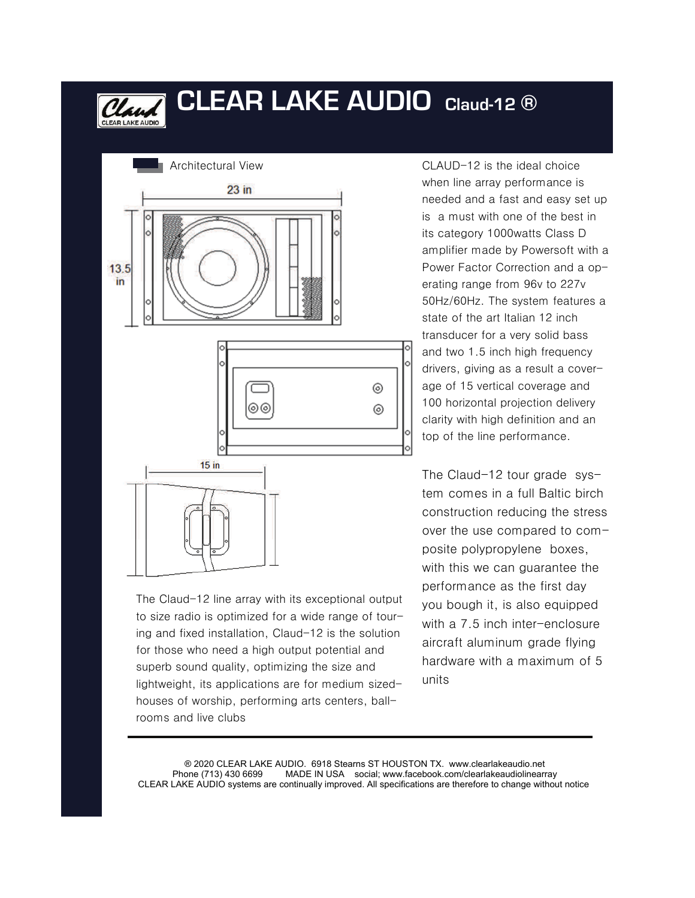# CLEAR LAKE AUDIO Claud-12 ®

Architectural View

23 in

13.5 in

15 in

CLAUD-12 is the ideal choice when line array performance is needed and a fast and easy set up is a must with one of the best in its category 1000watts Class D amplifier made by Powersoft with a Power Factor Correction and a operating range from 96v to 227v 50Hz/60Hz. The system features a state of the art Italian 12 inch transducer for a very solid bass and two 1.5 inch high frequency drivers, giving as a result a coverage of 15 vertical coverage and 100 horizontal projection delivery clarity with high definition and an top of the line performance.

The Claud-12 tour grade system comes in a full Baltic birch construction reducing the stress over the use compared to composite polypropylene boxes, with this we can guarantee the performance as the first day you bough it, is also equipped with a 7.5 inch inter-enclosure aircraft aluminum grade flying hardware with a maximum of 5 units

The Claud-12 line array with its exceptional output to size radio is optimized for a wide range of touring and fixed installation, Claud-12 is the solution for those who need a high output potential and superb sound quality, optimizing the size and lightweight, its applications are for medium sized-houses of worship, performing arts centers, ballrooms and live clubs

® 2020 CLEAR LAKE AUDIO. 6918 Stearns ST HOUSTON TX. www.clearlakeaudio.net
Phone (713) 430 6699 MADE IN USA social; www.facebook.com/clearlakeaudiolinearray
CLEAR LAKE AUDIO systems are continually improved. All specifications are therefore to change without notice